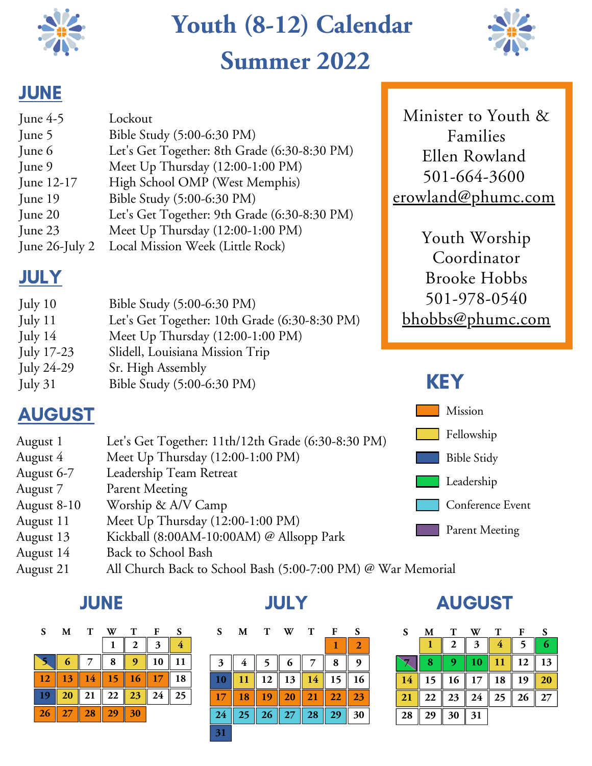# Youth (8-12) Calendar
# Summer 2022

## JUNE

| | |
|---|---|
| June 4-5 | Lockout |
| June 5 | Bible Study (5:00-6:30 PM) |
| June 6 | Let's Get Together: 8th Grade (6:30-8:30 PM) |
| June 9 | Meet Up Thursday (12:00-1:00 PM) |
| June 12-17 | High School OMP (West Memphis) |
| June 19 | Bible Study (5:00-6:30 PM) |
| June 20 | Let's Get Together: 9th Grade (6:30-8:30 PM) |
| June 23 | Meet Up Thursday (12:00-1:00 PM) |
| June 26-July 2 | Local Mission Week (Little Rock) |

## JULY

| | |
|---|---|
| July 10 | Bible Study (5:00-6:30 PM) |
| July 11 | Let's Get Together: 10th Grade (6:30-8:30 PM) |
| July 14 | Meet Up Thursday (12:00-1:00 PM) |
| July 17-23 | Slidell, Louisiana Mission Trip |
| July 24-29 | Sr. High Assembly |
| July 31 | Bible Study (5:00-6:30 PM) |

## AUGUST

| | |
|---|---|
| August 1 | Let's Get Together: 11th/12th Grade (6:30-8:30 PM) |
| August 4 | Meet Up Thursday (12:00-1:00 PM) |
| August 6-7 | Leadership Team Retreat |
| August 7 | Parent Meeting |
| August 8-10 | Worship & A/V Camp |
| August 11 | Meet Up Thursday (12:00-1:00 PM) |
| August 13 | Kickball (8:00AM-10:00AM) @ Allsopp Park |
| August 14 | Back to School Bash |
| August 21 | All Church Back to School Bash (5:00-7:00 PM) @ War Memorial |

Minister to Youth & Families
Ellen Rowland
501-664-3600
erowland@phumc.com

Youth Worship Coordinator
Brooke Hobbs
501-978-0540
bhobbs@phumc.com

## KEY

- Mission
- Fellowship
- Bible Stidy
- Leadership
- Conference Event
- Parent Meeting

## JUNE

| S | M | T | W | T | F | S |
|---|---|---|---|---|---|---|
| | | | 1 | 2 | 3 | 4 |
| 5 | 6 | 7 | 8 | 9 | 10 | 11 |
| 12 | 13 | 14 | 15 | 16 | 17 | 18 |
| 19 | 20 | 21 | 22 | 23 | 24 | 25 |
| 26 | 27 | 28 | 29 | 30 | | |

## JULY

| S | M | T | W | T | F | S |
|---|---|---|---|---|---|---|
| | | | | | 1 | 2 |
| 3 | 4 | 5 | 6 | 7 | 8 | 9 |
| 10 | 11 | 12 | 13 | 14 | 15 | 16 |
| 17 | 18 | 19 | 20 | 21 | 22 | 23 |
| 24 | 25 | 26 | 27 | 28 | 29 | 30 |
| 31 | | | | | | |

## AUGUST

| S | M | T | W | T | F | S |
|---|---|---|---|---|---|---|
| | 1 | 2 | 3 | 4 | 5 | 6 |
| 7 | 8 | 9 | 10 | 11 | 12 | 13 |
| 14 | 15 | 16 | 17 | 18 | 19 | 20 |
| 21 | 22 | 23 | 24 | 25 | 26 | 27 |
| 28 | 29 | 30 | 31 | | | |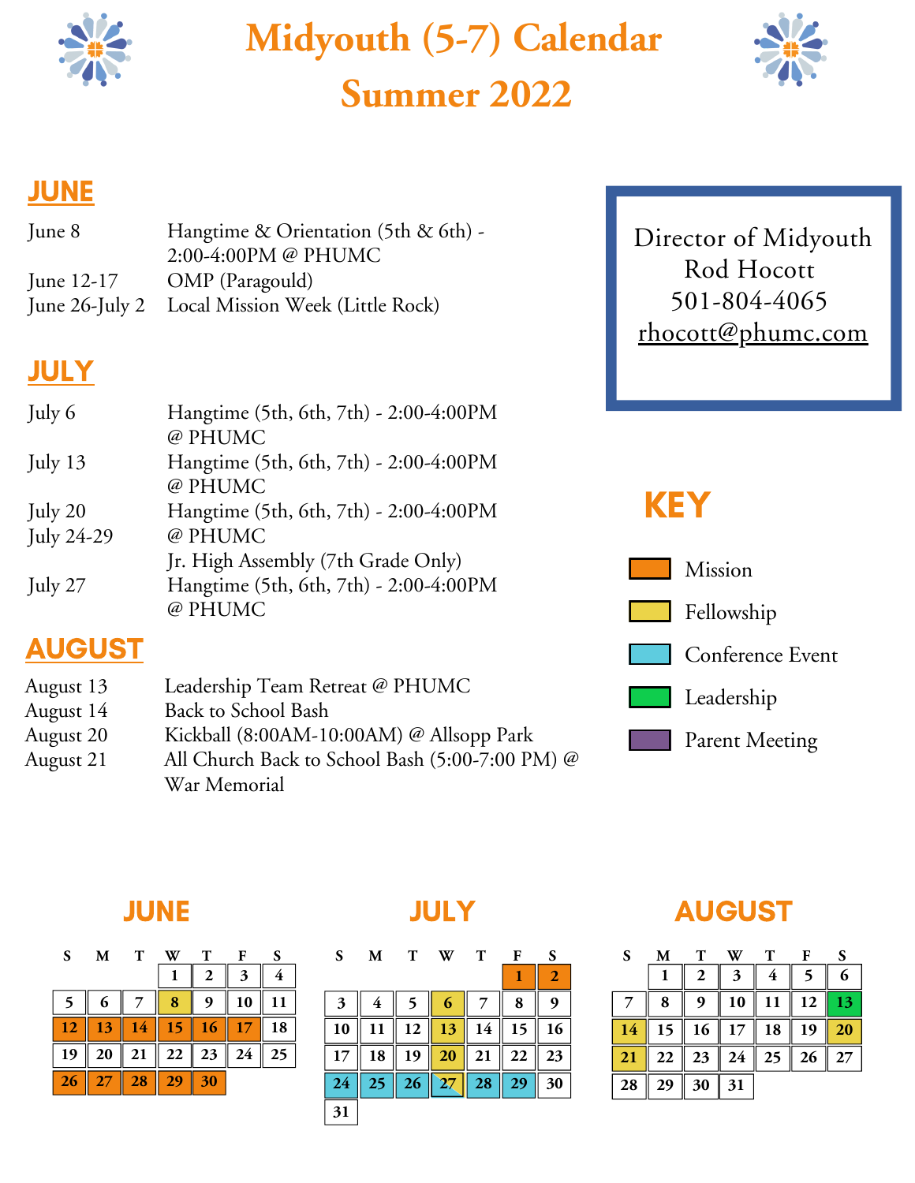# Midyouth (5-7) Calendar
# Summer 2022

## JUNE

| | |
|---|---|
| June 8 | Hangtime & Orientation (5th & 6th) - 2:00-4:00PM @ PHUMC |
| June 12-17 | OMP (Paragould) |
| June 26-July 2 | Local Mission Week (Little Rock) |

## JULY

| | |
|---|---|
| July 6 | Hangtime (5th, 6th, 7th) - 2:00-4:00PM @ PHUMC |
| July 13 | Hangtime (5th, 6th, 7th) - 2:00-4:00PM @ PHUMC |
| July 20 | Hangtime (5th, 6th, 7th) - 2:00-4:00PM @ PHUMC |
| July 24-29 | Jr. High Assembly (7th Grade Only) |
| July 27 | Hangtime (5th, 6th, 7th) - 2:00-4:00PM @ PHUMC |

## AUGUST

| | |
|---|---|
| August 13 | Leadership Team Retreat @ PHUMC |
| August 14 | Back to School Bash |
| August 20 | Kickball (8:00AM-10:00AM) @ Allsopp Park |
| August 21 | All Church Back to School Bash (5:00-7:00 PM) @ War Memorial |

Director of Midyouth
Rod Hocott
501-804-4065
rhocott@phumc.com

## KEY

- Mission
- Fellowship
- Conference Event
- Leadership
- Parent Meeting

## JUNE

| S | M | T | W | T | F | S |
|---|---|---|---|---|---|---|
| | | | 1 | 2 | 3 | 4 |
| 5 | 6 | 7 | 8 | 9 | 10 | 11 |
| 12 | 13 | 14 | 15 | 16 | 17 | 18 |
| 19 | 20 | 21 | 22 | 23 | 24 | 25 |
| 26 | 27 | 28 | 29 | 30 | | |

## JULY

| S | M | T | W | T | F | S |
|---|---|---|---|---|---|---|
| | | | | | 1 | 2 |
| 3 | 4 | 5 | 6 | 7 | 8 | 9 |
| 10 | 11 | 12 | 13 | 14 | 15 | 16 |
| 17 | 18 | 19 | 20 | 21 | 22 | 23 |
| 24 | 25 | 26 | 27 | 28 | 29 | 30 |
| 31 | | | | | | |

## AUGUST

| S | M | T | W | T | F | S |
|---|---|---|---|---|---|---|
| | 1 | 2 | 3 | 4 | 5 | 6 |
| 7 | 8 | 9 | 10 | 11 | 12 | 13 |
| 14 | 15 | 16 | 17 | 18 | 19 | 20 |
| 21 | 22 | 23 | 24 | 25 | 26 | 27 |
| 28 | 29 | 30 | 31 | | | |